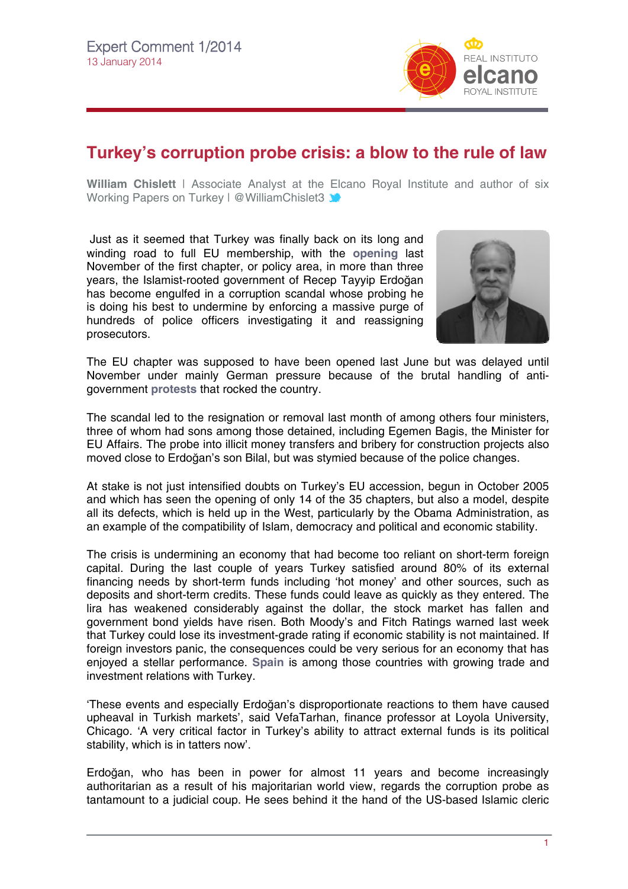Expert Comment 1/2014
13 January 2014

# Turkey's corruption probe crisis: a blow to the rule of law

**William Chislett** | Associate Analyst at the Elcano Royal Institute and author of six Working Papers on Turkey | @WilliamChislet3

Just as it seemed that Turkey was finally back on its long and winding road to full EU membership, with the **opening** last November of the first chapter, or policy area, in more than three years, the Islamist-rooted government of Recep Tayyip Erdoğan has become engulfed in a corruption scandal whose probing he is doing his best to undermine by enforcing a massive purge of hundreds of police officers investigating it and reassigning prosecutors.

The EU chapter was supposed to have been opened last June but was delayed until November under mainly German pressure because of the brutal handling of anti-government **protests** that rocked the country.

The scandal led to the resignation or removal last month of among others four ministers, three of whom had sons among those detained, including Egemen Bagis, the Minister for EU Affairs. The probe into illicit money transfers and bribery for construction projects also moved close to Erdoğan's son Bilal, but was stymied because of the police changes.

At stake is not just intensified doubts on Turkey's EU accession, begun in October 2005 and which has seen the opening of only 14 of the 35 chapters, but also a model, despite all its defects, which is held up in the West, particularly by the Obama Administration, as an example of the compatibility of Islam, democracy and political and economic stability.

The crisis is undermining an economy that had become too reliant on short-term foreign capital. During the last couple of years Turkey satisfied around 80% of its external financing needs by short-term funds including 'hot money' and other sources, such as deposits and short-term credits. These funds could leave as quickly as they entered. The lira has weakened considerably against the dollar, the stock market has fallen and government bond yields have risen. Both Moody's and Fitch Ratings warned last week that Turkey could lose its investment-grade rating if economic stability is not maintained. If foreign investors panic, the consequences could be very serious for an economy that has enjoyed a stellar performance. **Spain** is among those countries with growing trade and investment relations with Turkey.

'These events and especially Erdoğan's disproportionate reactions to them have caused upheaval in Turkish markets', said VefaTarhan, finance professor at Loyola University, Chicago. 'A very critical factor in Turkey's ability to attract external funds is its political stability, which is in tatters now'.

Erdoğan, who has been in power for almost 11 years and become increasingly authoritarian as a result of his majoritarian world view, regards the corruption probe as tantamount to a judicial coup. He sees behind it the hand of the US-based Islamic cleric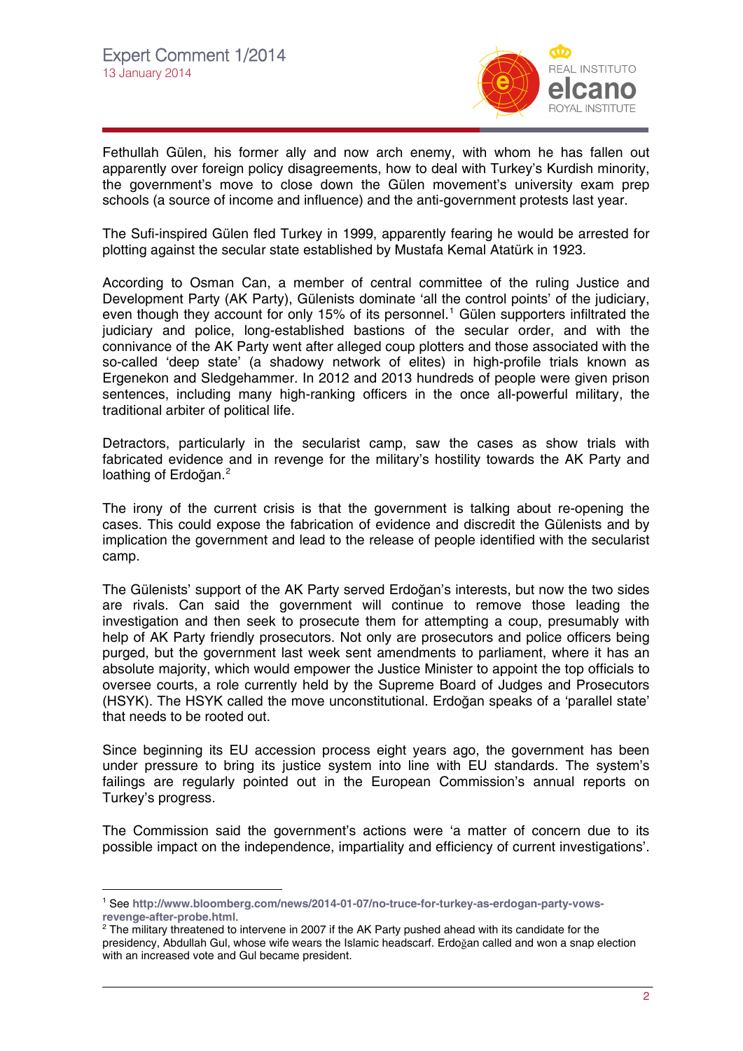Fethullah Gülen, his former ally and now arch enemy, with whom he has fallen out apparently over foreign policy disagreements, how to deal with Turkey's Kurdish minority, the government's move to close down the Gülen movement's university exam prep schools (a source of income and influence) and the anti-government protests last year.

The Sufi-inspired Gülen fled Turkey in 1999, apparently fearing he would be arrested for plotting against the secular state established by Mustafa Kemal Atatürk in 1923.

According to Osman Can, a member of central committee of the ruling Justice and Development Party (AK Party), Gülenists dominate 'all the control points' of the judiciary, even though they account for only 15% of its personnel.[1] Gülen supporters infiltrated the judiciary and police, long-established bastions of the secular order, and with the connivance of the AK Party went after alleged coup plotters and those associated with the so-called 'deep state' (a shadowy network of elites) in high-profile trials known as Ergenekon and Sledgehammer. In 2012 and 2013 hundreds of people were given prison sentences, including many high-ranking officers in the once all-powerful military, the traditional arbiter of political life.

Detractors, particularly in the secularist camp, saw the cases as show trials with fabricated evidence and in revenge for the military's hostility towards the AK Party and loathing of Erdoğan.[2]

The irony of the current crisis is that the government is talking about re-opening the cases. This could expose the fabrication of evidence and discredit the Gülenists and by implication the government and lead to the release of people identified with the secularist camp.

The Gülenists' support of the AK Party served Erdoğan's interests, but now the two sides are rivals. Can said the government will continue to remove those leading the investigation and then seek to prosecute them for attempting a coup, presumably with help of AK Party friendly prosecutors. Not only are prosecutors and police officers being purged, but the government last week sent amendments to parliament, where it has an absolute majority, which would empower the Justice Minister to appoint the top officials to oversee courts, a role currently held by the Supreme Board of Judges and Prosecutors (HSYK). The HSYK called the move unconstitutional. Erdoğan speaks of a 'parallel state' that needs to be rooted out.

Since beginning its EU accession process eight years ago, the government has been under pressure to bring its justice system into line with EU standards. The system's failings are regularly pointed out in the European Commission's annual reports on Turkey's progress.

The Commission said the government's actions were 'a matter of concern due to its possible impact on the independence, impartiality and efficiency of current investigations'.

---

[1] See **http://www.bloomberg.com/news/2014-01-07/no-truce-for-turkey-as-erdogan-party-vows-revenge-after-probe.html**.

[2] The military threatened to intervene in 2007 if the AK Party pushed ahead with its candidate for the presidency, Abdullah Gul, whose wife wears the Islamic headscarf. Erdoğan called and won a snap election with an increased vote and Gul became president.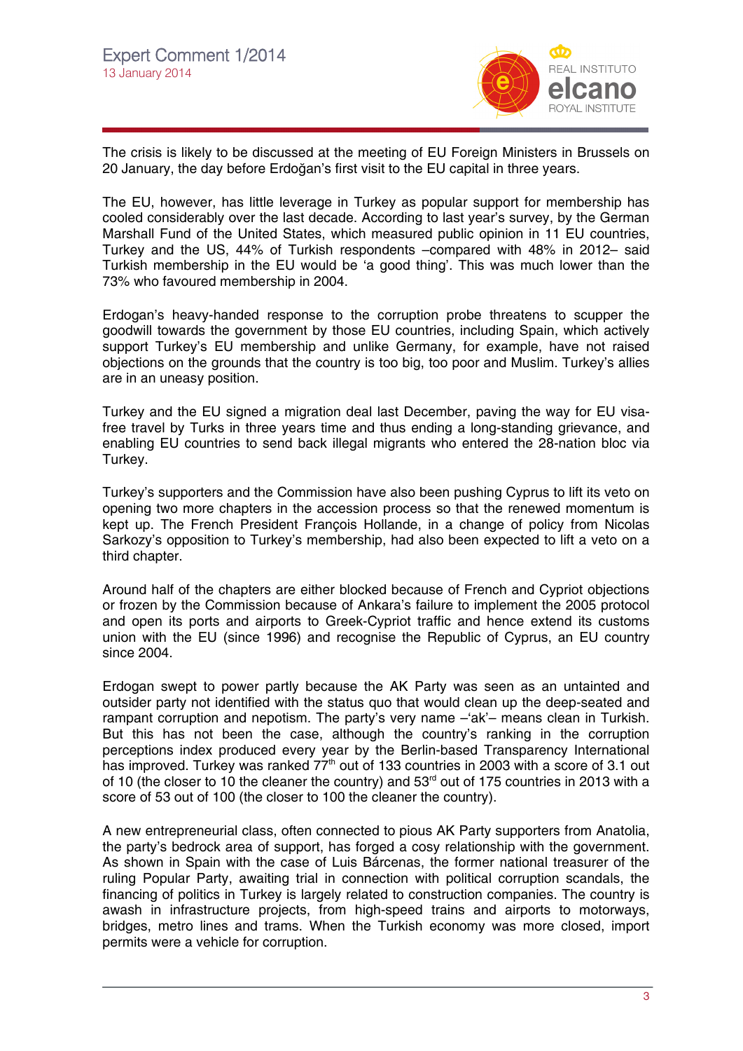The crisis is likely to be discussed at the meeting of EU Foreign Ministers in Brussels on 20 January, the day before Erdoğan's first visit to the EU capital in three years.

The EU, however, has little leverage in Turkey as popular support for membership has cooled considerably over the last decade. According to last year's survey, by the German Marshall Fund of the United States, which measured public opinion in 11 EU countries, Turkey and the US, 44% of Turkish respondents –compared with 48% in 2012– said Turkish membership in the EU would be 'a good thing'. This was much lower than the 73% who favoured membership in 2004.

Erdogan's heavy-handed response to the corruption probe threatens to scupper the goodwill towards the government by those EU countries, including Spain, which actively support Turkey's EU membership and unlike Germany, for example, have not raised objections on the grounds that the country is too big, too poor and Muslim. Turkey's allies are in an uneasy position.

Turkey and the EU signed a migration deal last December, paving the way for EU visa-free travel by Turks in three years time and thus ending a long-standing grievance, and enabling EU countries to send back illegal migrants who entered the 28-nation bloc via Turkey.

Turkey's supporters and the Commission have also been pushing Cyprus to lift its veto on opening two more chapters in the accession process so that the renewed momentum is kept up. The French President François Hollande, in a change of policy from Nicolas Sarkozy's opposition to Turkey's membership, had also been expected to lift a veto on a third chapter.

Around half of the chapters are either blocked because of French and Cypriot objections or frozen by the Commission because of Ankara's failure to implement the 2005 protocol and open its ports and airports to Greek-Cypriot traffic and hence extend its customs union with the EU (since 1996) and recognise the Republic of Cyprus, an EU country since 2004.

Erdogan swept to power partly because the AK Party was seen as an untainted and outsider party not identified with the status quo that would clean up the deep-seated and rampant corruption and nepotism. The party's very name –'ak'– means clean in Turkish. But this has not been the case, although the country's ranking in the corruption perceptions index produced every year by the Berlin-based Transparency International has improved. Turkey was ranked 77th out of 133 countries in 2003 with a score of 3.1 out of 10 (the closer to 10 the cleaner the country) and 53rd out of 175 countries in 2013 with a score of 53 out of 100 (the closer to 100 the cleaner the country).

A new entrepreneurial class, often connected to pious AK Party supporters from Anatolia, the party's bedrock area of support, has forged a cosy relationship with the government. As shown in Spain with the case of Luis Bárcenas, the former national treasurer of the ruling Popular Party, awaiting trial in connection with political corruption scandals, the financing of politics in Turkey is largely related to construction companies. The country is awash in infrastructure projects, from high-speed trains and airports to motorways, bridges, metro lines and trams. When the Turkish economy was more closed, import permits were a vehicle for corruption.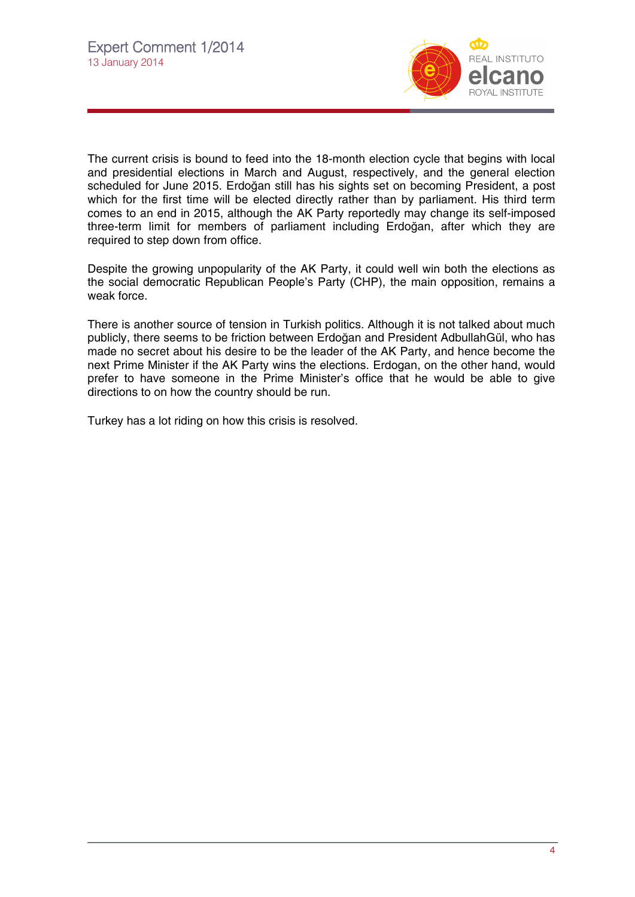The current crisis is bound to feed into the 18-month election cycle that begins with local and presidential elections in March and August, respectively, and the general election scheduled for June 2015. Erdoğan still has his sights set on becoming President, a post which for the first time will be elected directly rather than by parliament. His third term comes to an end in 2015, although the AK Party reportedly may change its self-imposed three-term limit for members of parliament including Erdoğan, after which they are required to step down from office.

Despite the growing unpopularity of the AK Party, it could well win both the elections as the social democratic Republican People's Party (CHP), the main opposition, remains a weak force.

There is another source of tension in Turkish politics. Although it is not talked about much publicly, there seems to be friction between Erdoğan and President AdbullahGül, who has made no secret about his desire to be the leader of the AK Party, and hence become the next Prime Minister if the AK Party wins the elections. Erdogan, on the other hand, would prefer to have someone in the Prime Minister's office that he would be able to give directions to on how the country should be run.

Turkey has a lot riding on how this crisis is resolved.